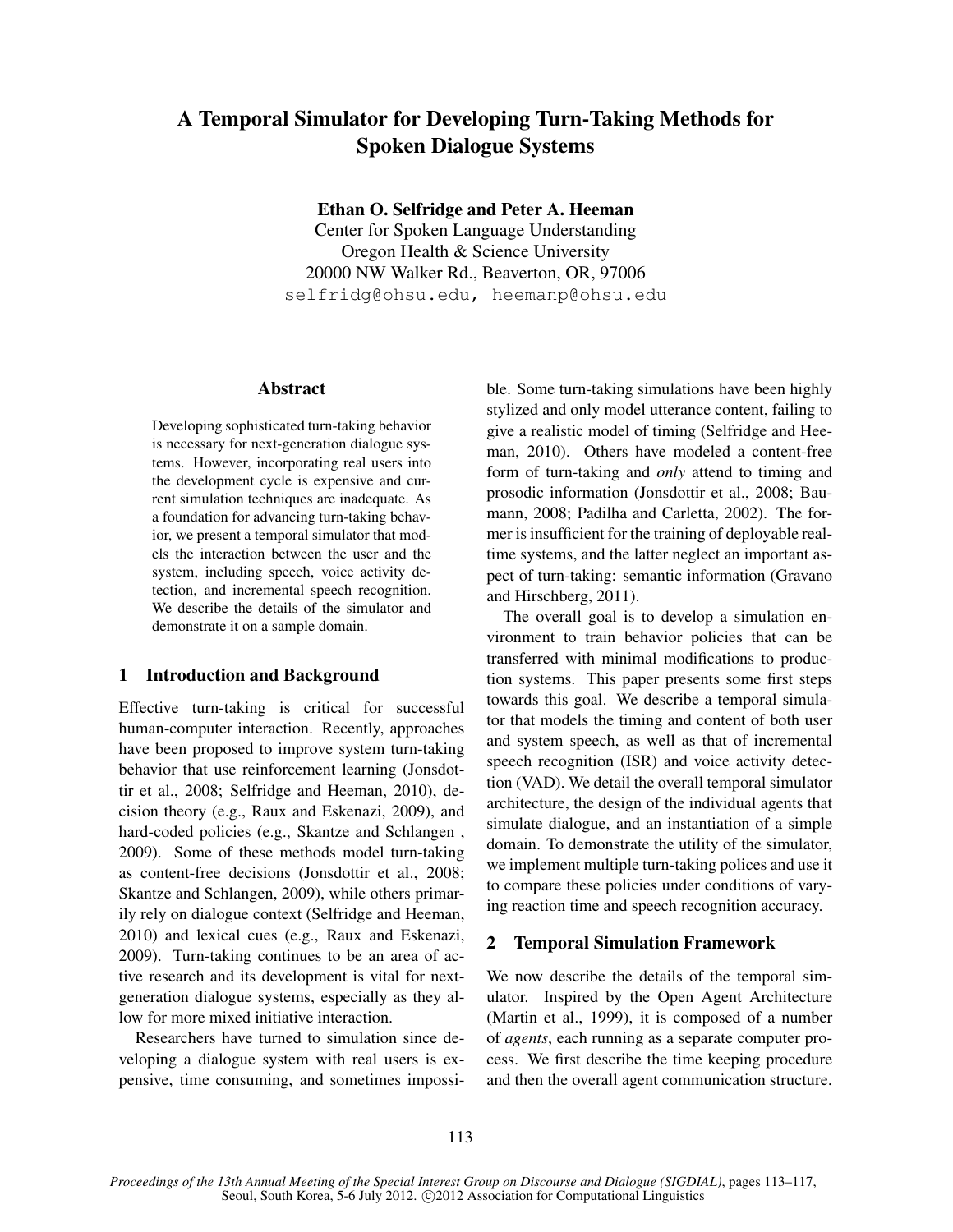# A Temporal Simulator for Developing Turn-Taking Methods for Spoken Dialogue Systems

**Ethan O. Selfridge and Peter A. Heeman**
Center for Spoken Language Understanding
Oregon Health & Science University
20000 NW Walker Rd., Beaverton, OR, 97006
selfridg@ohsu.edu, heemanp@ohsu.edu

## Abstract

Developing sophisticated turn-taking behavior is necessary for next-generation dialogue systems. However, incorporating real users into the development cycle is expensive and current simulation techniques are inadequate. As a foundation for advancing turn-taking behavior, we present a temporal simulator that models the interaction between the user and the system, including speech, voice activity detection, and incremental speech recognition. We describe the details of the simulator and demonstrate it on a sample domain.

## 1 Introduction and Background

Effective turn-taking is critical for successful human-computer interaction. Recently, approaches have been proposed to improve system turn-taking behavior that use reinforcement learning (Jonsdottir et al., 2008; Selfridge and Heeman, 2010), decision theory (e.g., Raux and Eskenazi, 2009), and hard-coded policies (e.g., Skantze and Schlangen , 2009). Some of these methods model turn-taking as content-free decisions (Jonsdottir et al., 2008; Skantze and Schlangen, 2009), while others primarily rely on dialogue context (Selfridge and Heeman, 2010) and lexical cues (e.g., Raux and Eskenazi, 2009). Turn-taking continues to be an area of active research and its development is vital for next-generation dialogue systems, especially as they allow for more mixed initiative interaction.

Researchers have turned to simulation since developing a dialogue system with real users is expensive, time consuming, and sometimes impossible. Some turn-taking simulations have been highly stylized and only model utterance content, failing to give a realistic model of timing (Selfridge and Heeman, 2010). Others have modeled a content-free form of turn-taking and *only* attend to timing and prosodic information (Jonsdottir et al., 2008; Baumann, 2008; Padilha and Carletta, 2002). The former is insufficient for the training of deployable real-time systems, and the latter neglect an important aspect of turn-taking: semantic information (Gravano and Hirschberg, 2011).

The overall goal is to develop a simulation environment to train behavior policies that can be transferred with minimal modifications to production systems. This paper presents some first steps towards this goal. We describe a temporal simulator that models the timing and content of both user and system speech, as well as that of incremental speech recognition (ISR) and voice activity detection (VAD). We detail the overall temporal simulator architecture, the design of the individual agents that simulate dialogue, and an instantiation of a simple domain. To demonstrate the utility of the simulator, we implement multiple turn-taking polices and use it to compare these policies under conditions of varying reaction time and speech recognition accuracy.

## 2 Temporal Simulation Framework

We now describe the details of the temporal simulator. Inspired by the Open Agent Architecture (Martin et al., 1999), it is composed of a number of *agents*, each running as a separate computer process. We first describe the time keeping procedure and then the overall agent communication structure.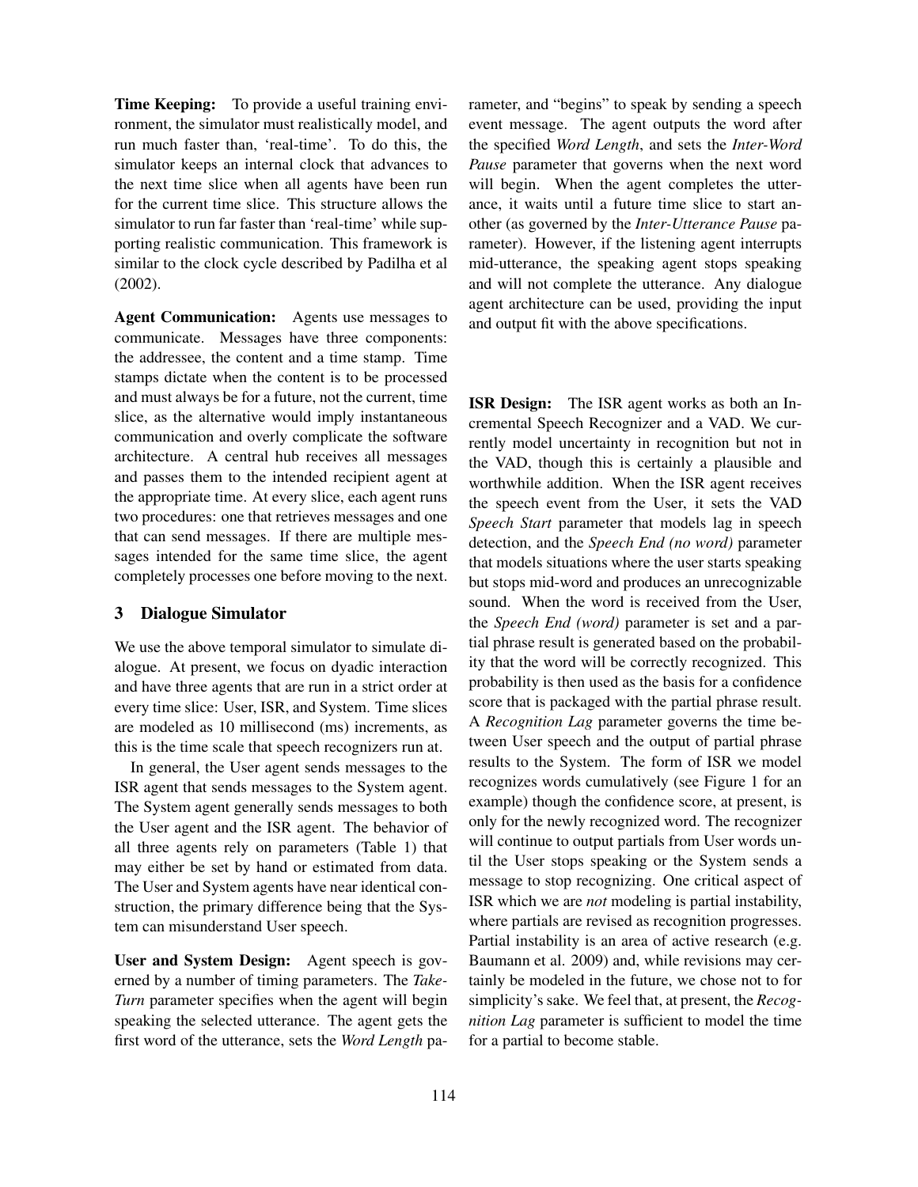**Time Keeping:** To provide a useful training environment, the simulator must realistically model, and run much faster than, 'real-time'. To do this, the simulator keeps an internal clock that advances to the next time slice when all agents have been run for the current time slice. This structure allows the simulator to run far faster than 'real-time' while supporting realistic communication. This framework is similar to the clock cycle described by Padilha et al (2002).

**Agent Communication:** Agents use messages to communicate. Messages have three components: the addressee, the content and a time stamp. Time stamps dictate when the content is to be processed and must always be for a future, not the current, time slice, as the alternative would imply instantaneous communication and overly complicate the software architecture. A central hub receives all messages and passes them to the intended recipient agent at the appropriate time. At every slice, each agent runs two procedures: one that retrieves messages and one that can send messages. If there are multiple messages intended for the same time slice, the agent completely processes one before moving to the next.

## 3 Dialogue Simulator

We use the above temporal simulator to simulate dialogue. At present, we focus on dyadic interaction and have three agents that are run in a strict order at every time slice: User, ISR, and System. Time slices are modeled as 10 millisecond (ms) increments, as this is the time scale that speech recognizers run at.

In general, the User agent sends messages to the ISR agent that sends messages to the System agent. The System agent generally sends messages to both the User agent and the ISR agent. The behavior of all three agents rely on parameters (Table 1) that may either be set by hand or estimated from data. The User and System agents have near identical construction, the primary difference being that the System can misunderstand User speech.

**User and System Design:** Agent speech is governed by a number of timing parameters. The *Take-Turn* parameter specifies when the agent will begin speaking the selected utterance. The agent gets the first word of the utterance, sets the *Word Length* parameter, and "begins" to speak by sending a speech event message. The agent outputs the word after the specified *Word Length*, and sets the *Inter-Word Pause* parameter that governs when the next word will begin. When the agent completes the utterance, it waits until a future time slice to start another (as governed by the *Inter-Utterance Pause* parameter). However, if the listening agent interrupts mid-utterance, the speaking agent stops speaking and will not complete the utterance. Any dialogue agent architecture can be used, providing the input and output fit with the above specifications.

**ISR Design:** The ISR agent works as both an Incremental Speech Recognizer and a VAD. We currently model uncertainty in recognition but not in the VAD, though this is certainly a plausible and worthwhile addition. When the ISR agent receives the speech event from the User, it sets the VAD *Speech Start* parameter that models lag in speech detection, and the *Speech End (no word)* parameter that models situations where the user starts speaking but stops mid-word and produces an unrecognizable sound. When the word is received from the User, the *Speech End (word)* parameter is set and a partial phrase result is generated based on the probability that the word will be correctly recognized. This probability is then used as the basis for a confidence score that is packaged with the partial phrase result. A *Recognition Lag* parameter governs the time between User speech and the output of partial phrase results to the System. The form of ISR we model recognizes words cumulatively (see Figure 1 for an example) though the confidence score, at present, is only for the newly recognized word. The recognizer will continue to output partials from User words until the User stops speaking or the System sends a message to stop recognizing. One critical aspect of ISR which we are *not* modeling is partial instability, where partials are revised as recognition progresses. Partial instability is an area of active research (e.g. Baumann et al. 2009) and, while revisions may certainly be modeled in the future, we chose not to for simplicity's sake. We feel that, at present, the *Recognition Lag* parameter is sufficient to model the time for a partial to become stable.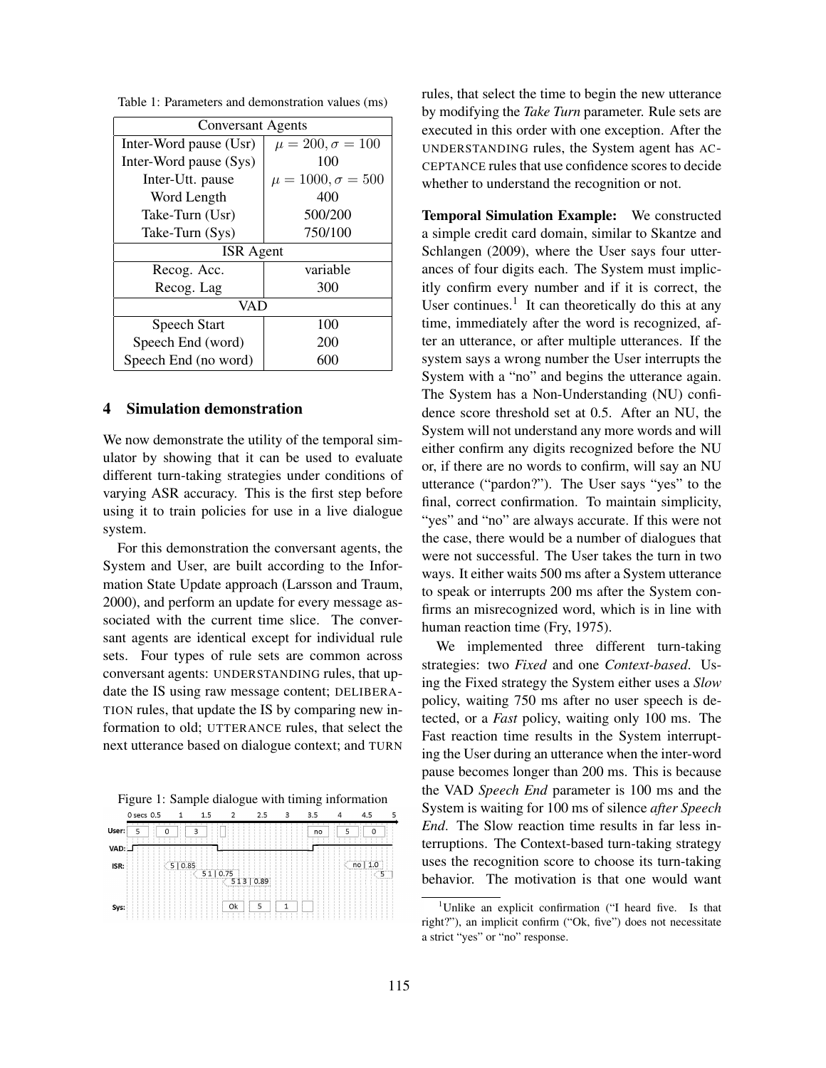Table 1: Parameters and demonstration values (ms)

| Conversant Agents | |
|---|---|
| Inter-Word pause (Usr) | $\mu = 200, \sigma = 100$ |
| Inter-Word pause (Sys) | 100 |
| Inter-Utt. pause | $\mu = 1000, \sigma = 500$ |
| Word Length | 400 |
| Take-Turn (Usr) | 500/200 |
| Take-Turn (Sys) | 750/100 |
| ISR Agent | |
| Recog. Acc. | variable |
| Recog. Lag | 300 |
| VAD | |
| Speech Start | 100 |
| Speech End (word) | 200 |
| Speech End (no word) | 600 |

## 4 Simulation demonstration

We now demonstrate the utility of the temporal simulator by showing that it can be used to evaluate different turn-taking strategies under conditions of varying ASR accuracy. This is the first step before using it to train policies for use in a live dialogue system.

For this demonstration the conversant agents, the System and User, are built according to the Information State Update approach (Larsson and Traum, 2000), and perform an update for every message associated with the current time slice. The conversant agents are identical except for individual rule sets. Four types of rule sets are common across conversant agents: UNDERSTANDING rules, that update the IS using raw message content; DELIBERATION rules, that update the IS by comparing new information to old; UTTERANCE rules, that select the next utterance based on dialogue context; and TURN rules, that select the time to begin the new utterance by modifying the *Take Turn* parameter. Rule sets are executed in this order with one exception. After the UNDERSTANDING rules, the System agent has ACCEPTANCE rules that use confidence scores to decide whether to understand the recognition or not.

Figure 1: Sample dialogue with timing information

**Temporal Simulation Example:** We constructed a simple credit card domain, similar to Skantze and Schlangen (2009), where the User says four utterances of four digits each. The System must implicitly confirm every number and if it is correct, the User continues.[1] It can theoretically do this at any time, immediately after the word is recognized, after an utterance, or after multiple utterances. If the system says a wrong number the User interrupts the System with a "no" and begins the utterance again. The System has a Non-Understanding (NU) confidence score threshold set at 0.5. After an NU, the System will not understand any more words and will either confirm any digits recognized before the NU or, if there are no words to confirm, will say an NU utterance ("pardon?"). The User says "yes" to the final, correct confirmation. To maintain simplicity, "yes" and "no" are always accurate. If this were not the case, there would be a number of dialogues that were not successful. The User takes the turn in two ways. It either waits 500 ms after a System utterance to speak or interrupts 200 ms after the System confirms an misrecognized word, which is in line with human reaction time (Fry, 1975).

We implemented three different turn-taking strategies: two *Fixed* and one *Context-based*. Using the Fixed strategy the System either uses a *Slow* policy, waiting 750 ms after no user speech is detected, or a *Fast* policy, waiting only 100 ms. The Fast reaction time results in the System interrupting the User during an utterance when the inter-word pause becomes longer than 200 ms. This is because the VAD *Speech End* parameter is 100 ms and the System is waiting for 100 ms of silence *after Speech End*. The Slow reaction time results in far less interruptions. The Context-based turn-taking strategy uses the recognition score to choose its turn-taking behavior. The motivation is that one would want

[1] Unlike an explicit confirmation ("I heard five. Is that right?"), an implicit confirm ("Ok, five") does not necessitate a strict "yes" or "no" response.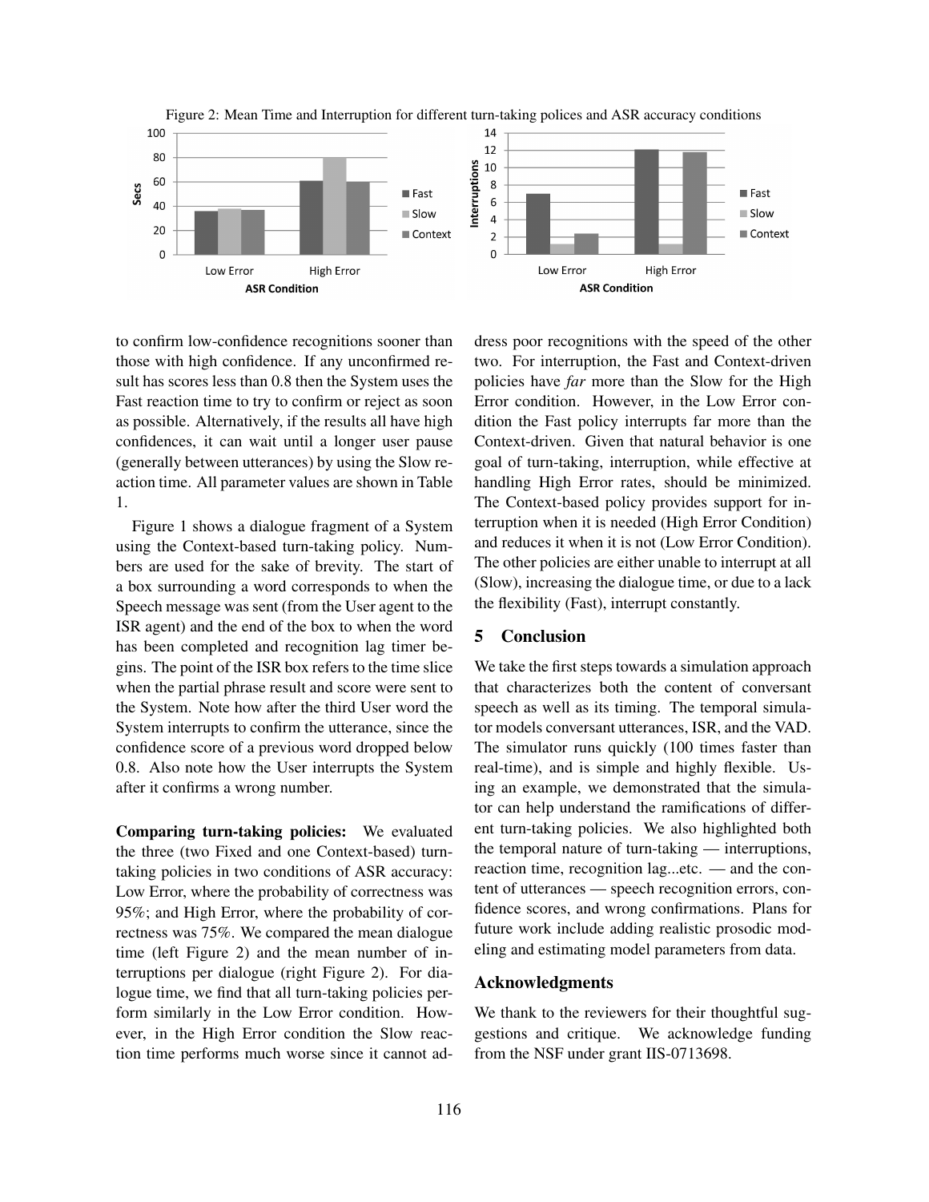Figure 2: Mean Time and Interruption for different turn-taking polices and ASR accuracy conditions

to confirm low-confidence recognitions sooner than those with high confidence. If any unconfirmed result has scores less than 0.8 then the System uses the Fast reaction time to try to confirm or reject as soon as possible. Alternatively, if the results all have high confidences, it can wait until a longer user pause (generally between utterances) by using the Slow reaction time. All parameter values are shown in Table 1.

Figure 1 shows a dialogue fragment of a System using the Context-based turn-taking policy. Numbers are used for the sake of brevity. The start of a box surrounding a word corresponds to when the Speech message was sent (from the User agent to the ISR agent) and the end of the box to when the word has been completed and recognition lag timer begins. The point of the ISR box refers to the time slice when the partial phrase result and score were sent to the System. Note how after the third User word the System interrupts to confirm the utterance, since the confidence score of a previous word dropped below 0.8. Also note how the User interrupts the System after it confirms a wrong number.

**Comparing turn-taking policies:** We evaluated the three (two Fixed and one Context-based) turn-taking policies in two conditions of ASR accuracy: Low Error, where the probability of correctness was 95%; and High Error, where the probability of correctness was 75%. We compared the mean dialogue time (left Figure 2) and the mean number of interruptions per dialogue (right Figure 2). For dialogue time, we find that all turn-taking policies perform similarly in the Low Error condition. However, in the High Error condition the Slow reaction time performs much worse since it cannot address poor recognitions with the speed of the other two. For interruption, the Fast and Context-driven policies have *far* more than the Slow for the High Error condition. However, in the Low Error condition the Fast policy interrupts far more than the Context-driven. Given that natural behavior is one goal of turn-taking, interruption, while effective at handling High Error rates, should be minimized. The Context-based policy provides support for interruption when it is needed (High Error Condition) and reduces it when it is not (Low Error Condition). The other policies are either unable to interrupt at all (Slow), increasing the dialogue time, or due to a lack the flexibility (Fast), interrupt constantly.

## 5 Conclusion

We take the first steps towards a simulation approach that characterizes both the content of conversant speech as well as its timing. The temporal simulator models conversant utterances, ISR, and the VAD. The simulator runs quickly (100 times faster than real-time), and is simple and highly flexible. Using an example, we demonstrated that the simulator can help understand the ramifications of different turn-taking policies. We also highlighted both the temporal nature of turn-taking — interruptions, reaction time, recognition lag...etc. — and the content of utterances — speech recognition errors, confidence scores, and wrong confirmations. Plans for future work include adding realistic prosodic modeling and estimating model parameters from data.

## Acknowledgments

We thank to the reviewers for their thoughtful suggestions and critique. We acknowledge funding from the NSF under grant IIS-0713698.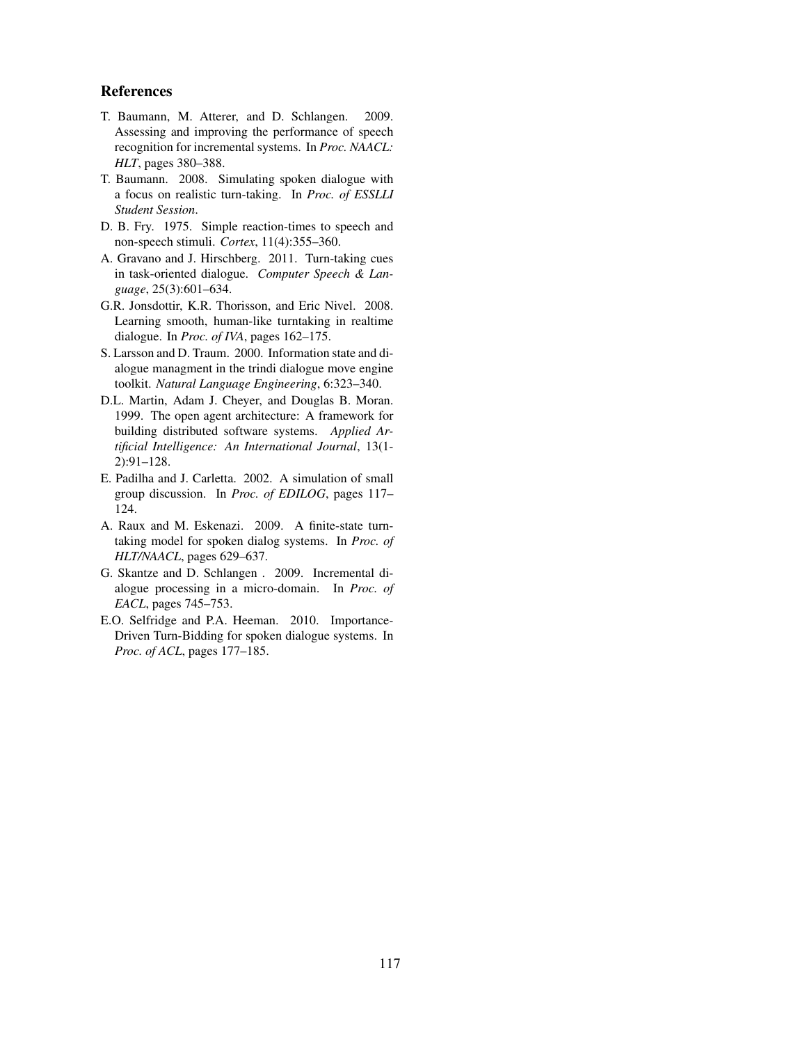## References

T. Baumann, M. Atterer, and D. Schlangen. 2009. Assessing and improving the performance of speech recognition for incremental systems. In *Proc. NAACL: HLT*, pages 380–388.

T. Baumann. 2008. Simulating spoken dialogue with a focus on realistic turn-taking. In *Proc. of ESSLLI Student Session*.

D. B. Fry. 1975. Simple reaction-times to speech and non-speech stimuli. *Cortex*, 11(4):355–360.

A. Gravano and J. Hirschberg. 2011. Turn-taking cues in task-oriented dialogue. *Computer Speech & Language*, 25(3):601–634.

G.R. Jonsdottir, K.R. Thorisson, and Eric Nivel. 2008. Learning smooth, human-like turntaking in realtime dialogue. In *Proc. of IVA*, pages 162–175.

S. Larsson and D. Traum. 2000. Information state and dialogue managment in the trindi dialogue move engine toolkit. *Natural Language Engineering*, 6:323–340.

D.L. Martin, Adam J. Cheyer, and Douglas B. Moran. 1999. The open agent architecture: A framework for building distributed software systems. *Applied Artificial Intelligence: An International Journal*, 13(1-2):91–128.

E. Padilha and J. Carletta. 2002. A simulation of small group discussion. In *Proc. of EDILOG*, pages 117–124.

A. Raux and M. Eskenazi. 2009. A finite-state turn-taking model for spoken dialog systems. In *Proc. of HLT/NAACL*, pages 629–637.

G. Skantze and D. Schlangen . 2009. Incremental dialogue processing in a micro-domain. In *Proc. of EACL*, pages 745–753.

E.O. Selfridge and P.A. Heeman. 2010. Importance-Driven Turn-Bidding for spoken dialogue systems. In *Proc. of ACL*, pages 177–185.